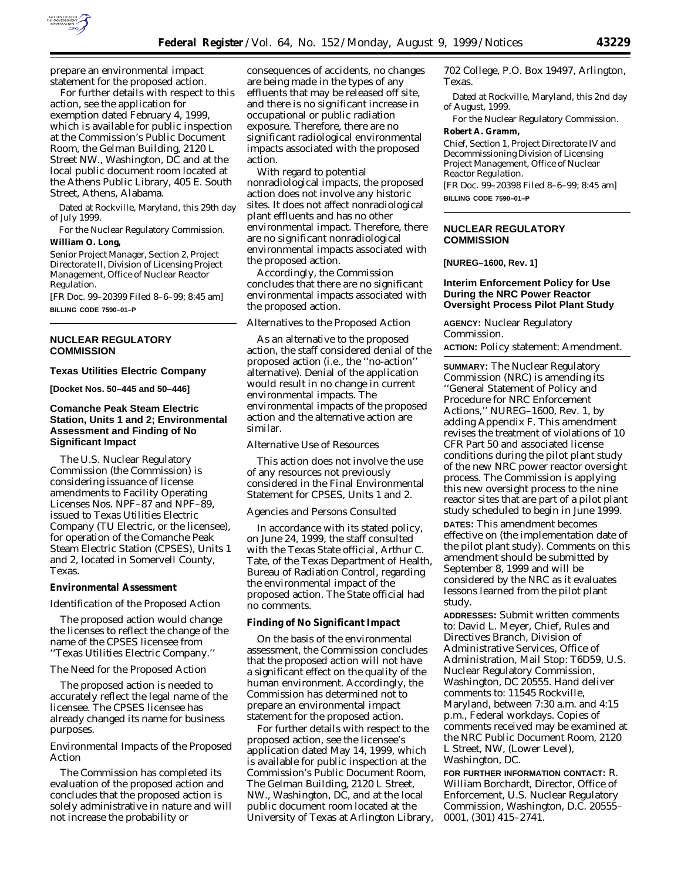prepare an environmental impact statement for the proposed action.

For further details with respect to this action, see the application for exemption dated February 4, 1999, which is available for public inspection at the Commission's Public Document Room, the Gelman Building, 2120 L Street NW., Washington, DC and at the local public document room located at the Athens Public Library, 405 E. South Street, Athens, Alabama.

Dated at Rockville, Maryland, this 29th day of July 1999.

For the Nuclear Regulatory Commission.

**William O. Long,**

*Senior Project Manager, Section 2, Project Directorate II, Division of Licensing Project Management, Office of Nuclear Reactor Regulation.*

[FR Doc. 99–20399 Filed 8–6–99; 8:45 am]

**BILLING CODE 7590–01–P**

---

## NUCLEAR REGULATORY COMMISSION

### Texas Utilities Electric Company

**[Docket Nos. 50–445 and 50–446]**

### Comanche Peak Steam Electric Station, Units 1 and 2; Environmental Assessment and Finding of No Significant Impact

The U.S. Nuclear Regulatory Commission (the Commission) is considering issuance of license amendments to Facility Operating Licenses Nos. NPF–87 and NPF–89, issued to Texas Utilities Electric Company (TU Electric, or the licensee), for operation of the Comanche Peak Steam Electric Station (CPSES), Units 1 and 2, located in Somervell County, Texas.

**Environmental Assessment**

*Identification of the Proposed Action*

The proposed action would change the licenses to reflect the change of the name of the CPSES licensee from ''Texas Utilities Electric Company.''

*The Need for the Proposed Action*

The proposed action is needed to accurately reflect the legal name of the licensee. The CPSES licensee has already changed its name for business purposes.

*Environmental Impacts of the Proposed Action*

The Commission has completed its evaluation of the proposed action and concludes that the proposed action is solely administrative in nature and will not increase the probability or consequences of accidents, no changes are being made in the types of any effluents that may be released off site, and there is no significant increase in occupational or public radiation exposure. Therefore, there are no significant radiological environmental impacts associated with the proposed action.

With regard to potential nonradiological impacts, the proposed action does not involve any historic sites. It does not affect nonradiological plant effluents and has no other environmental impact. Therefore, there are no significant nonradiological environmental impacts associated with the proposed action.

Accordingly, the Commission concludes that there are no significant environmental impacts associated with the proposed action.

*Alternatives to the Proposed Action*

As an alternative to the proposed action, the staff considered denial of the proposed action (i.e., the ''no-action'' alternative). Denial of the application would result in no change in current environmental impacts. The environmental impacts of the proposed action and the alternative action are similar.

*Alternative Use of Resources*

This action does not involve the use of any resources not previously considered in the Final Environmental Statement for CPSES, Units 1 and 2.

*Agencies and Persons Consulted*

In accordance with its stated policy, on June 24, 1999, the staff consulted with the Texas State official, Arthur C. Tate, of the Texas Department of Health, Bureau of Radiation Control, regarding the environmental impact of the proposed action. The State official had no comments.

**Finding of No Significant Impact**

On the basis of the environmental assessment, the Commission concludes that the proposed action will not have a significant effect on the quality of the human environment. Accordingly, the Commission has determined not to prepare an environmental impact statement for the proposed action.

For further details with respect to the proposed action, see the licensee's application dated May 14, 1999, which is available for public inspection at the Commission's Public Document Room, The Gelman Building, 2120 L Street, NW., Washington, DC, and at the local public document room located at the University of Texas at Arlington Library, 702 College, P.O. Box 19497, Arlington, Texas.

Dated at Rockville, Maryland, this 2nd day of August, 1999.

For the Nuclear Regulatory Commission.

**Robert A. Gramm,**

*Chief, Section 1, Project Directorate IV and Decommissioning Division of Licensing Project Management, Office of Nuclear Reactor Regulation.*

[FR Doc. 99–20398 Filed 8–6–99; 8:45 am]

**BILLING CODE 7590–01–P**

---

## NUCLEAR REGULATORY COMMISSION

**[NUREG–1600, Rev. 1]**

### Interim Enforcement Policy for Use During the NRC Power Reactor Oversight Process Pilot Plant Study

**AGENCY:** Nuclear Regulatory Commission.

**ACTION:** Policy statement: Amendment.

**SUMMARY:** The Nuclear Regulatory Commission (NRC) is amending its ''General Statement of Policy and Procedure for NRC Enforcement Actions,'' NUREG–1600, Rev. 1, by adding Appendix F. This amendment revises the treatment of violations of 10 CFR Part 50 and associated license conditions during the pilot plant study of the new NRC power reactor oversight process. The Commission is applying this new oversight process to the nine reactor sites that are part of a pilot plant study scheduled to begin in June 1999.

**DATES:** This amendment becomes effective on (the implementation date of the pilot plant study). Comments on this amendment should be submitted by September 8, 1999 and will be considered by the NRC as it evaluates lessons learned from the pilot plant study.

**ADDRESSES:** Submit written comments to: David L. Meyer, Chief, Rules and Directives Branch, Division of Administrative Services, Office of Administration, Mail Stop: T6D59, U.S. Nuclear Regulatory Commission, Washington, DC 20555. Hand deliver comments to: 11545 Rockville, Maryland, between 7:30 a.m. and 4:15 p.m., Federal workdays. Copies of comments received may be examined at the NRC Public Document Room, 2120 L Street, NW, (Lower Level), Washington, DC.

**FOR FURTHER INFORMATION CONTACT:** R. William Borchardt, Director, Office of Enforcement, U.S. Nuclear Regulatory Commission, Washington, D.C. 20555–0001, (301) 415–2741.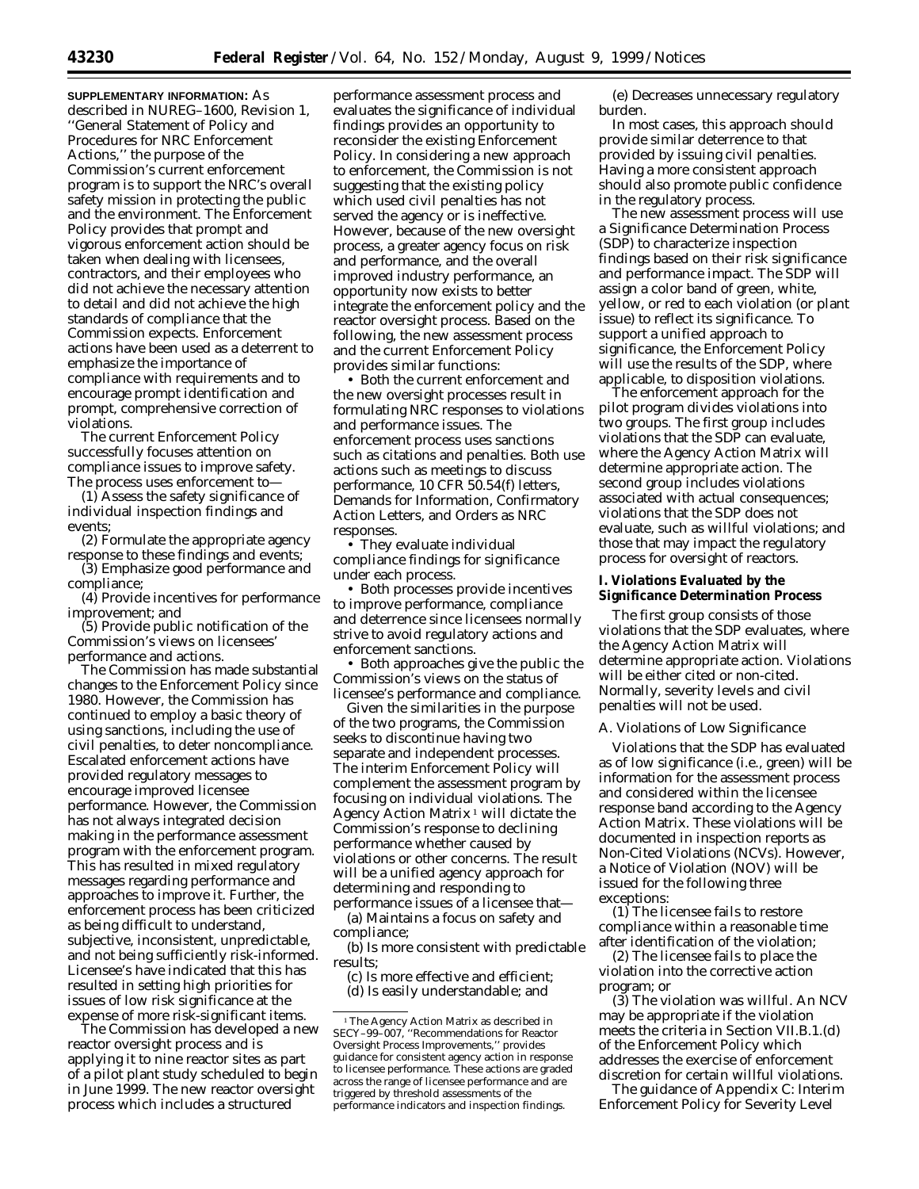**SUPPLEMENTARY INFORMATION:** As described in NUREG–1600, Revision 1, ''General Statement of Policy and Procedures for NRC Enforcement Actions,'' the purpose of the Commission's current enforcement program is to support the NRC's overall safety mission in protecting the public and the environment. The Enforcement Policy provides that prompt and vigorous enforcement action should be taken when dealing with licensees, contractors, and their employees who did not achieve the necessary attention to detail and did not achieve the high standards of compliance that the Commission expects. Enforcement actions have been used as a deterrent to emphasize the importance of compliance with requirements and to encourage prompt identification and prompt, comprehensive correction of violations.

The current Enforcement Policy successfully focuses attention on compliance issues to improve safety. The process uses enforcement to—

(1) Assess the safety significance of individual inspection findings and events;

(2) Formulate the appropriate agency response to these findings and events;

(3) Emphasize good performance and compliance;

(4) Provide incentives for performance improvement; and

(5) Provide public notification of the Commission's views on licensees' performance and actions.

The Commission has made substantial changes to the Enforcement Policy since 1980. However, the Commission has continued to employ a basic theory of using sanctions, including the use of civil penalties, to deter noncompliance. Escalated enforcement actions have provided regulatory messages to encourage improved licensee performance. However, the Commission has not always integrated decision making in the performance assessment program with the enforcement program. This has resulted in mixed regulatory messages regarding performance and approaches to improve it. Further, the enforcement process has been criticized as being difficult to understand, subjective, inconsistent, unpredictable, and not being sufficiently risk-informed. Licensee's have indicated that this has resulted in setting high priorities for issues of low risk significance at the expense of more risk-significant items.

The Commission has developed a new reactor oversight process and is applying it to nine reactor sites as part of a pilot plant study scheduled to begin in June 1999. The new reactor oversight process which includes a structured performance assessment process and evaluates the significance of individual findings provides an opportunity to reconsider the existing Enforcement Policy. In considering a new approach to enforcement, the Commission is not suggesting that the existing policy which used civil penalties has not served the agency or is ineffective. However, because of the new oversight process, a greater agency focus on risk and performance, and the overall improved industry performance, an opportunity now exists to better integrate the enforcement policy and the reactor oversight process. Based on the following, the new assessment process and the current Enforcement Policy provides similar functions:

• Both the current enforcement and the new oversight processes result in formulating NRC responses to violations and performance issues. The enforcement process uses sanctions such as citations and penalties. Both use actions such as meetings to discuss performance, 10 CFR 50.54(f) letters, Demands for Information, Confirmatory Action Letters, and Orders as NRC responses.

• They evaluate individual compliance findings for significance under each process.

• Both processes provide incentives to improve performance, compliance and deterrence since licensees normally strive to avoid regulatory actions and enforcement sanctions.

• Both approaches give the public the Commission's views on the status of licensee's performance and compliance.

Given the similarities in the purpose of the two programs, the Commission seeks to discontinue having two separate and independent processes. The interim Enforcement Policy will complement the assessment program by focusing on individual violations. The Agency Action Matrix[1] will dictate the Commission's response to declining performance whether caused by violations or other concerns. The result will be a unified agency approach for determining and responding to performance issues of a licensee that—

(a) Maintains a focus on safety and compliance;

(b) Is more consistent with predictable results;

(c) Is more effective and efficient;

(d) Is easily understandable; and

(e) Decreases unnecessary regulatory burden.

In most cases, this approach should provide similar deterrence to that provided by issuing civil penalties. Having a more consistent approach should also promote public confidence in the regulatory process.

The new assessment process will use a Significance Determination Process (SDP) to characterize inspection findings based on their risk significance and performance impact. The SDP will assign a color band of green, white, yellow, or red to each violation (or plant issue) to reflect its significance. To support a unified approach to significance, the Enforcement Policy will use the results of the SDP, where applicable, to disposition violations.

The enforcement approach for the pilot program divides violations into two groups. The first group includes violations that the SDP can evaluate, where the Agency Action Matrix will determine appropriate action. The second group includes violations associated with actual consequences; violations that the SDP does not evaluate, such as willful violations; and those that may impact the regulatory process for oversight of reactors.

## I. Violations Evaluated by the Significance Determination Process

The first group consists of those violations that the SDP evaluates, where the Agency Action Matrix will determine appropriate action. Violations will be either cited or non-cited. Normally, severity levels and civil penalties will not be used.

### *A. Violations of Low Significance*

Violations that the SDP has evaluated as of low significance (i.e., green) will be information for the assessment process and considered within the licensee response band according to the Agency Action Matrix. These violations will be documented in inspection reports as Non-Cited Violations (NCVs). However, a Notice of Violation (NOV) will be issued for the following three exceptions:

(1) The licensee fails to restore compliance within a reasonable time after identification of the violation;

(2) The licensee fails to place the violation into the corrective action program; or

(3) The violation was willful. An NCV may be appropriate if the violation meets the criteria in Section VII.B.1.(d) of the Enforcement Policy which addresses the exercise of enforcement discretion for certain willful violations.

The guidance of Appendix C: Interim Enforcement Policy for Severity Level

[1] The Agency Action Matrix as described in SECY–99–007, ''Recommendations for Reactor Oversight Process Improvements,'' provides guidance for consistent agency action in response to licensee performance. These actions are graded across the range of licensee performance and are triggered by threshold assessments of the performance indicators and inspection findings.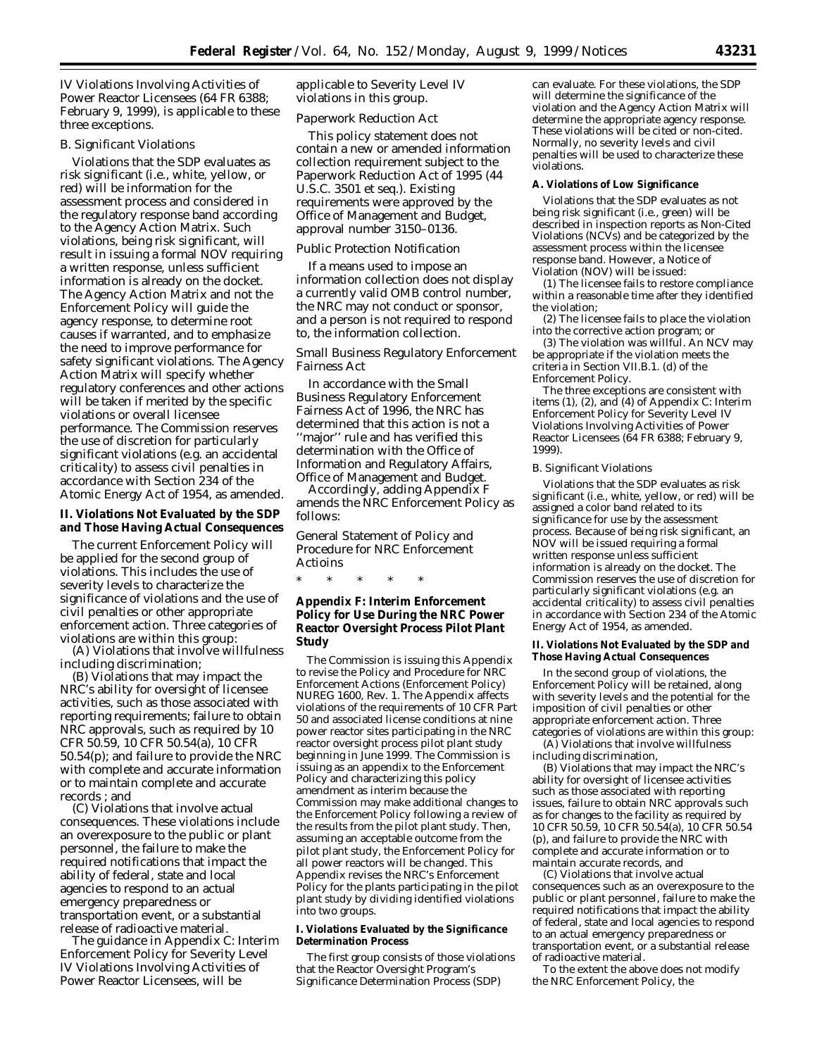IV Violations Involving Activities of Power Reactor Licensees (64 FR 6388; February 9, 1999), is applicable to these three exceptions.

*B. Significant Violations*

Violations that the SDP evaluates as risk significant (i.e., white, yellow, or red) will be information for the assessment process and considered in the regulatory response band according to the Agency Action Matrix. Such violations, being risk significant, will result in issuing a formal NOV requiring a written response, unless sufficient information is already on the docket. The Agency Action Matrix and not the Enforcement Policy will guide the agency response, to determine root causes if warranted, and to emphasize the need to improve performance for safety significant violations. The Agency Action Matrix will specify whether regulatory conferences and other actions will be taken if merited by the specific violations or overall licensee performance. The Commission reserves the use of discretion for particularly significant violations (e.g. an accidental criticality) to assess civil penalties in accordance with Section 234 of the Atomic Energy Act of 1954, as amended.

**II. Violations Not Evaluated by the SDP and Those Having Actual Consequences**

The current Enforcement Policy will be applied for the second group of violations. This includes the use of severity levels to characterize the significance of violations and the use of civil penalties or other appropriate enforcement action. Three categories of violations are within this group:

(A) Violations that involve willfulness including discrimination;

(B) Violations that may impact the NRC's ability for oversight of licensee activities, such as those associated with reporting requirements; failure to obtain NRC approvals, such as required by 10 CFR 50.59, 10 CFR 50.54(a), 10 CFR 50.54(p); and failure to provide the NRC with complete and accurate information or to maintain complete and accurate records ; and

(C) Violations that involve actual consequences. These violations include an overexposure to the public or plant personnel, the failure to make the required notifications that impact the ability of federal, state and local agencies to respond to an actual emergency preparedness or transportation event, or a substantial release of radioactive material.

The guidance in Appendix C: Interim Enforcement Policy for Severity Level IV Violations Involving Activities of Power Reactor Licensees, will be applicable to Severity Level IV violations in this group.

*Paperwork Reduction Act*

This policy statement does not contain a new or amended information collection requirement subject to the Paperwork Reduction Act of 1995 (44 U.S.C. 3501 et seq.). Existing requirements were approved by the Office of Management and Budget, approval number 3150–0136.

*Public Protection Notification*

If a means used to impose an information collection does not display a currently valid OMB control number, the NRC may not conduct or sponsor, and a person is not required to respond to, the information collection.

*Small Business Regulatory Enforcement Fairness Act*

In accordance with the Small Business Regulatory Enforcement Fairness Act of 1996, the NRC has determined that this action is not a ''major'' rule and has verified this determination with the Office of Information and Regulatory Affairs, Office of Management and Budget.

Accordingly, adding Appendix F amends the NRC Enforcement Policy as follows:

*General Statement of Policy and Procedure for NRC Enforcement Actioins*

\* \* \* \* \*

**Appendix F: Interim Enforcement Policy for Use During the NRC Power Reactor Oversight Process Pilot Plant Study**

The Commission is issuing this Appendix to revise the Policy and Procedure for NRC Enforcement Actions (Enforcement Policy) NUREG 1600, Rev. 1. The Appendix affects violations of the requirements of 10 CFR Part 50 and associated license conditions at nine power reactor sites participating in the NRC reactor oversight process pilot plant study beginning in June 1999. The Commission is issuing as an appendix to the Enforcement Policy and characterizing this policy amendment as interim because the Commission may make additional changes to the Enforcement Policy following a review of the results from the pilot plant study. Then, assuming an acceptable outcome from the pilot plant study, the Enforcement Policy for all power reactors will be changed. This Appendix revises the NRC's Enforcement Policy for the plants participating in the pilot plant study by dividing identified violations into two groups.

**I. Violations Evaluated by the Significance Determination Process**

The first group consists of those violations that the Reactor Oversight Program's Significance Determination Process (SDP) can evaluate. For these violations, the SDP will determine the significance of the violation and the Agency Action Matrix will determine the appropriate agency response. These violations will be cited or non-cited. Normally, no severity levels and civil penalties will be used to characterize these violations.

**A. Violations of Low Significance**

Violations that the SDP evaluates as not being risk significant (i.e., green) will be described in inspection reports as Non-Cited Violations (NCVs) and be categorized by the assessment process within the licensee response band. However, a Notice of Violation (NOV) will be issued:

(1) The licensee fails to restore compliance within a reasonable time after they identified the violation;

(2) The licensee fails to place the violation into the corrective action program; or

(3) The violation was willful. An NCV may be appropriate if the violation meets the criteria in Section VII.B.1. (d) of the Enforcement Policy.

The three exceptions are consistent with items (1), (2), and (4) of Appendix C: Interim Enforcement Policy for Severity Level IV Violations Involving Activities of Power Reactor Licensees (64 FR 6388; February 9, 1999).

*B. Significant Violations*

Violations that the SDP evaluates as risk significant (i.e., white, yellow, or red) will be assigned a color band related to its significance for use by the assessment process. Because of being risk significant, an NOV will be issued requiring a formal written response unless sufficient information is already on the docket. The Commission reserves the use of discretion for particularly significant violations (e.g. an accidental criticality) to assess civil penalties in accordance with Section 234 of the Atomic Energy Act of 1954, as amended.

**II. Violations Not Evaluated by the SDP and Those Having Actual Consequences**

In the second group of violations, the Enforcement Policy will be retained, along with severity levels and the potential for the imposition of civil penalties or other appropriate enforcement action. Three categories of violations are within this group:

(A) Violations that involve willfulness including discrimination,

(B) Violations that may impact the NRC's ability for oversight of licensee activities such as those associated with reporting issues, failure to obtain NRC approvals such as for changes to the facility as required by 10 CFR 50.59, 10 CFR 50.54(a), 10 CFR 50.54 (p), and failure to provide the NRC with complete and accurate information or to maintain accurate records, and

(C) Violations that involve actual consequences such as an overexposure to the public or plant personnel, failure to make the required notifications that impact the ability of federal, state and local agencies to respond to an actual emergency preparedness or transportation event, or a substantial release of radioactive material.

To the extent the above does not modify the NRC Enforcement Policy, the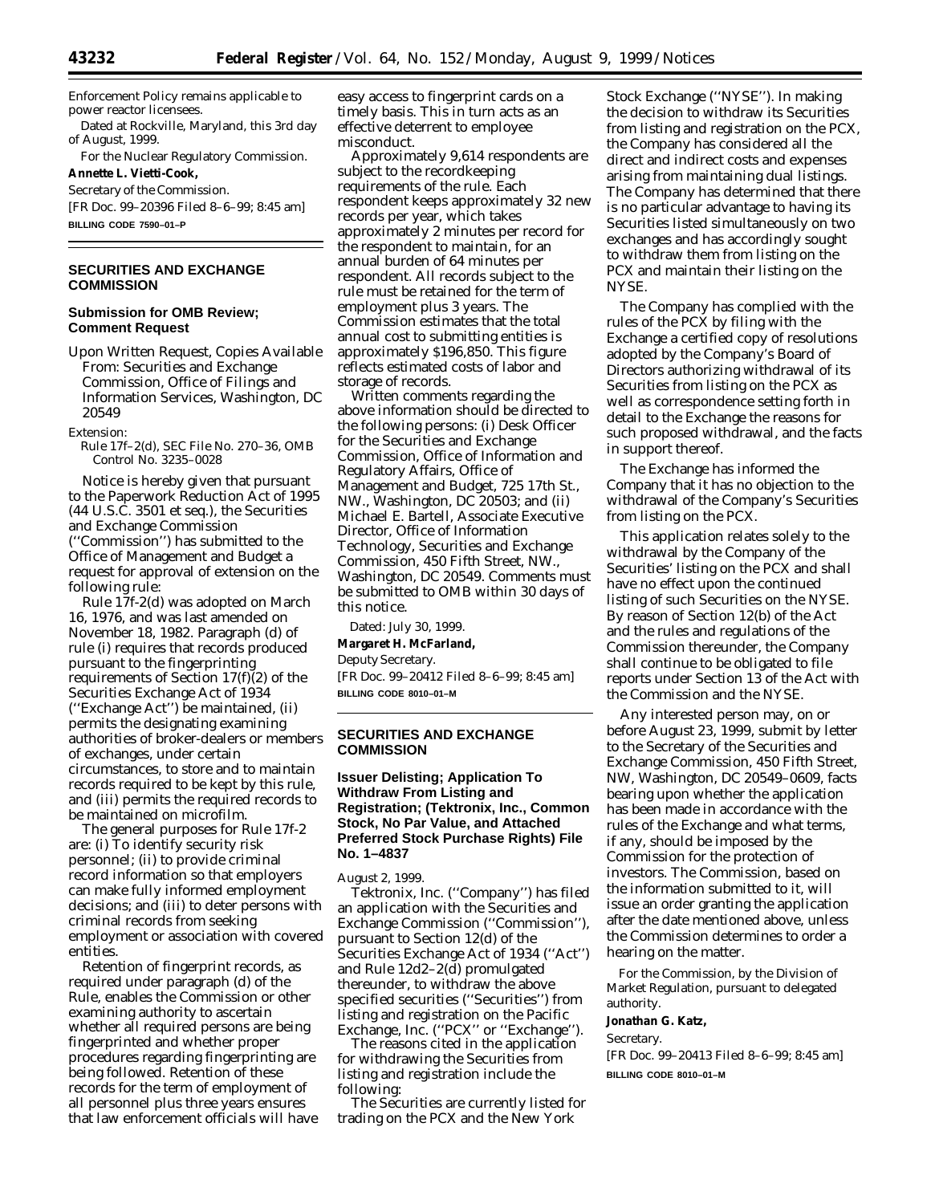Enforcement Policy remains applicable to power reactor licensees.

Dated at Rockville, Maryland, this 3rd day of August, 1999.

For the Nuclear Regulatory Commission.

**Annette L. Vietti-Cook,**

*Secretary of the Commission.*

[FR Doc. 99–20396 Filed 8–6–99; 8:45 am]

**BILLING CODE 7590–01–P**

## SECURITIES AND EXCHANGE COMMISSION

### Submission for OMB Review; Comment Request

Upon Written Request, Copies Available From: Securities and Exchange Commission, Office of Filings and Information Services, Washington, DC 20549

*Extension:*

Rule 17f–2(d), SEC File No. 270–36, OMB Control No. 3235–0028

Notice is hereby given that pursuant to the Paperwork Reduction Act of 1995 (44 U.S.C. 3501 *et seq.*), the Securities and Exchange Commission (''Commission'') has submitted to the Office of Management and Budget a request for approval of extension on the following rule:

Rule 17f-2(d) was adopted on March 16, 1976, and was last amended on November 18, 1982. Paragraph (d) of rule (i) requires that records produced pursuant to the fingerprinting requirements of Section 17(f)(2) of the Securities Exchange Act of 1934 (''Exchange Act'') be maintained, (ii) permits the designating examining authorities of broker-dealers or members of exchanges, under certain circumstances, to store and to maintain records required to be kept by this rule, and (iii) permits the required records to be maintained on microfilm.

The general purposes for Rule 17f-2 are: (i) To identify security risk personnel; (ii) to provide criminal record information so that employers can make fully informed employment decisions; and (iii) to deter persons with criminal records from seeking employment or association with covered entities.

Retention of fingerprint records, as required under paragraph (d) of the Rule, enables the Commission or other examining authority to ascertain whether all required persons are being fingerprinted and whether proper procedures regarding fingerprinting are being followed. Retention of these records for the term of employment of all personnel plus three years ensures that law enforcement officials will have easy access to fingerprint cards on a timely basis. This in turn acts as an effective deterrent to employee misconduct.

Approximately 9,614 respondents are subject to the recordkeeping requirements of the rule. Each respondent keeps approximately 32 new records per year, which takes approximately 2 minutes per record for the respondent to maintain, for an annual burden of 64 minutes per respondent. All records subject to the rule must be retained for the term of employment plus 3 years. The Commission estimates that the total annual cost to submitting entities is approximately $196,850. This figure reflects estimated costs of labor and storage of records.

Written comments regarding the above information should be directed to the following persons: (i) Desk Officer for the Securities and Exchange Commission, Office of Information and Regulatory Affairs, Office of Management and Budget, 725 17th St., NW., Washington, DC 20503; and (ii) Michael E. Bartell, Associate Executive Director, Office of Information Technology, Securities and Exchange Commission, 450 Fifth Street, NW., Washington, DC 20549. Comments must be submitted to OMB within 30 days of this notice.

Dated: July 30, 1999.

**Margaret H. McFarland,**

*Deputy Secretary.*

[FR Doc. 99–20412 Filed 8–6–99; 8:45 am]

**BILLING CODE 8010–01–M**

## SECURITIES AND EXCHANGE COMMISSION

### Issuer Delisting; Application To Withdraw From Listing and Registration; (Tektronix, Inc., Common Stock, No Par Value, and Attached Preferred Stock Purchase Rights) File No. 1–4837

August 2, 1999.

Tektronix, Inc. (''Company'') has filed an application with the Securities and Exchange Commission (''Commission''), pursuant to Section 12(d) of the Securities Exchange Act of 1934 (''Act'') and Rule 12d2–2(d) promulgated thereunder, to withdraw the above specified securities (''Securities'') from listing and registration on the Pacific Exchange, Inc. (''PCX'' or ''Exchange'').

The reasons cited in the application for withdrawing the Securities from listing and registration include the following:

The Securities are currently listed for trading on the PCX and the New York Stock Exchange (''NYSE''). In making the decision to withdraw its Securities from listing and registration on the PCX, the Company has considered all the direct and indirect costs and expenses arising from maintaining dual listings. The Company has determined that there is no particular advantage to having its Securities listed simultaneously on two exchanges and has accordingly sought to withdraw them from listing on the PCX and maintain their listing on the NYSE.

The Company has complied with the rules of the PCX by filing with the Exchange a certified copy of resolutions adopted by the Company's Board of Directors authorizing withdrawal of its Securities from listing on the PCX as well as correspondence setting forth in detail to the Exchange the reasons for such proposed withdrawal, and the facts in support thereof.

The Exchange has informed the Company that it has no objection to the withdrawal of the Company's Securities from listing on the PCX.

This application relates solely to the withdrawal by the Company of the Securities' listing on the PCX and shall have no effect upon the continued listing of such Securities on the NYSE. By reason of Section 12(b) of the Act and the rules and regulations of the Commission thereunder, the Company shall continue to be obligated to file reports under Section 13 of the Act with the Commission and the NYSE.

Any interested person may, on or before August 23, 1999, submit by letter to the Secretary of the Securities and Exchange Commission, 450 Fifth Street, NW, Washington, DC 20549–0609, facts bearing upon whether the application has been made in accordance with the rules of the Exchange and what terms, if any, should be imposed by the Commission for the protection of investors. The Commission, based on the information submitted to it, will issue an order granting the application after the date mentioned above, unless the Commission determines to order a hearing on the matter.

For the Commission, by the Division of Market Regulation, pursuant to delegated authority.

**Jonathan G. Katz,**

*Secretary.*

[FR Doc. 99–20413 Filed 8–6–99; 8:45 am]

**BILLING CODE 8010–01–M**